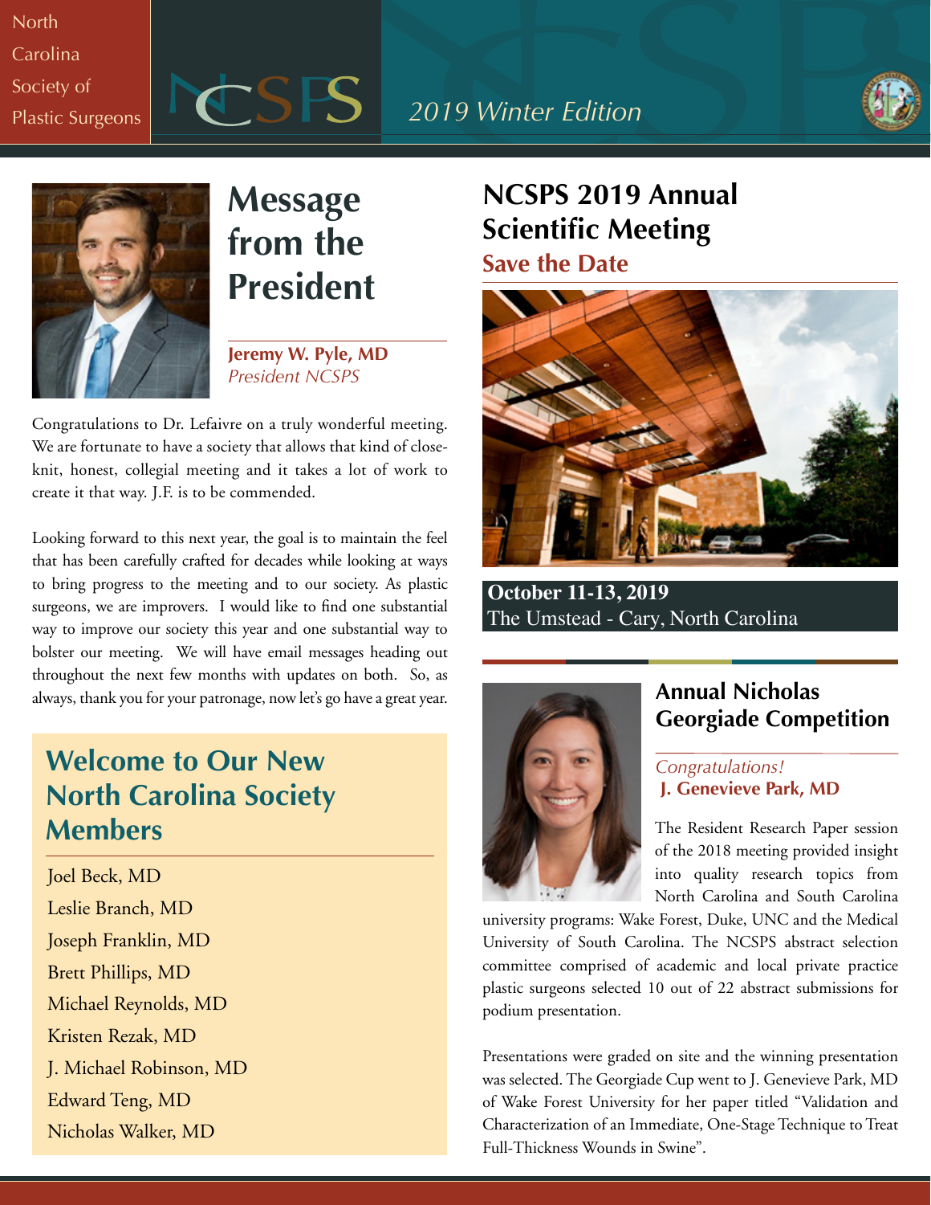North Carolina Society of Plastic Surgeons

NCSPS

*2019 Winter Edition*

# Message from the President

**Jeremy W. Pyle, MD**
*President NCSPS*

Congratulations to Dr. Lefaivre on a truly wonderful meeting. We are fortunate to have a society that allows that kind of close-knit, honest, collegial meeting and it takes a lot of work to create it that way. J.F. is to be commended.

Looking forward to this next year, the goal is to maintain the feel that has been carefully crafted for decades while looking at ways to bring progress to the meeting and to our society. As plastic surgeons, we are improvers. I would like to find one substantial way to improve our society this year and one substantial way to bolster our meeting. We will have email messages heading out throughout the next few months with updates on both. So, as always, thank you for your patronage, now let's go have a great year.

## Welcome to Our New North Carolina Society Members

Joel Beck, MD
Leslie Branch, MD
Joseph Franklin, MD
Brett Phillips, MD
Michael Reynolds, MD
Kristen Rezak, MD
J. Michael Robinson, MD
Edward Teng, MD
Nicholas Walker, MD

# NCSPS 2019 Annual Scientific Meeting

## Save the Date

**October 11-13, 2019**
The Umstead - Cary, North Carolina

## Annual Nicholas Georgiade Competition

*Congratulations!*
**J. Genevieve Park, MD**

The Resident Research Paper session of the 2018 meeting provided insight into quality research topics from North Carolina and South Carolina university programs: Wake Forest, Duke, UNC and the Medical University of South Carolina. The NCSPS abstract selection committee comprised of academic and local private practice plastic surgeons selected 10 out of 22 abstract submissions for podium presentation.

Presentations were graded on site and the winning presentation was selected. The Georgiade Cup went to J. Genevieve Park, MD of Wake Forest University for her paper titled "Validation and Characterization of an Immediate, One-Stage Technique to Treat Full-Thickness Wounds in Swine".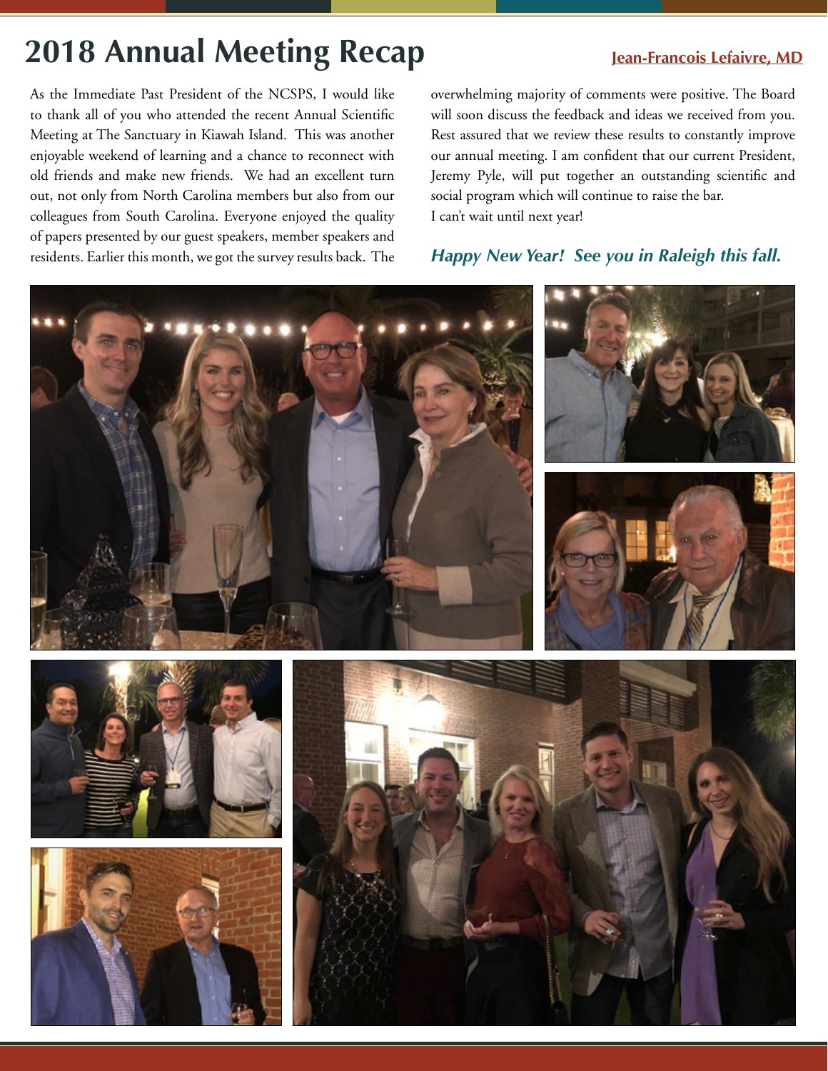# 2018 Annual Meeting Recap

**Jean-Francois Lefaivre, MD**

As the Immediate Past President of the NCSPS, I would like to thank all of you who attended the recent Annual Scientific Meeting at The Sanctuary in Kiawah Island. This was another enjoyable weekend of learning and a chance to reconnect with old friends and make new friends. We had an excellent turn out, not only from North Carolina members but also from our colleagues from South Carolina. Everyone enjoyed the quality of papers presented by our guest speakers, member speakers and residents. Earlier this month, we got the survey results back. The overwhelming majority of comments were positive. The Board will soon discuss the feedback and ideas we received from you. Rest assured that we review these results to constantly improve our annual meeting. I am confident that our current President, Jeremy Pyle, will put together an outstanding scientific and social program which will continue to raise the bar.
I can't wait until next year!

***Happy New Year! See you in Raleigh this fall.***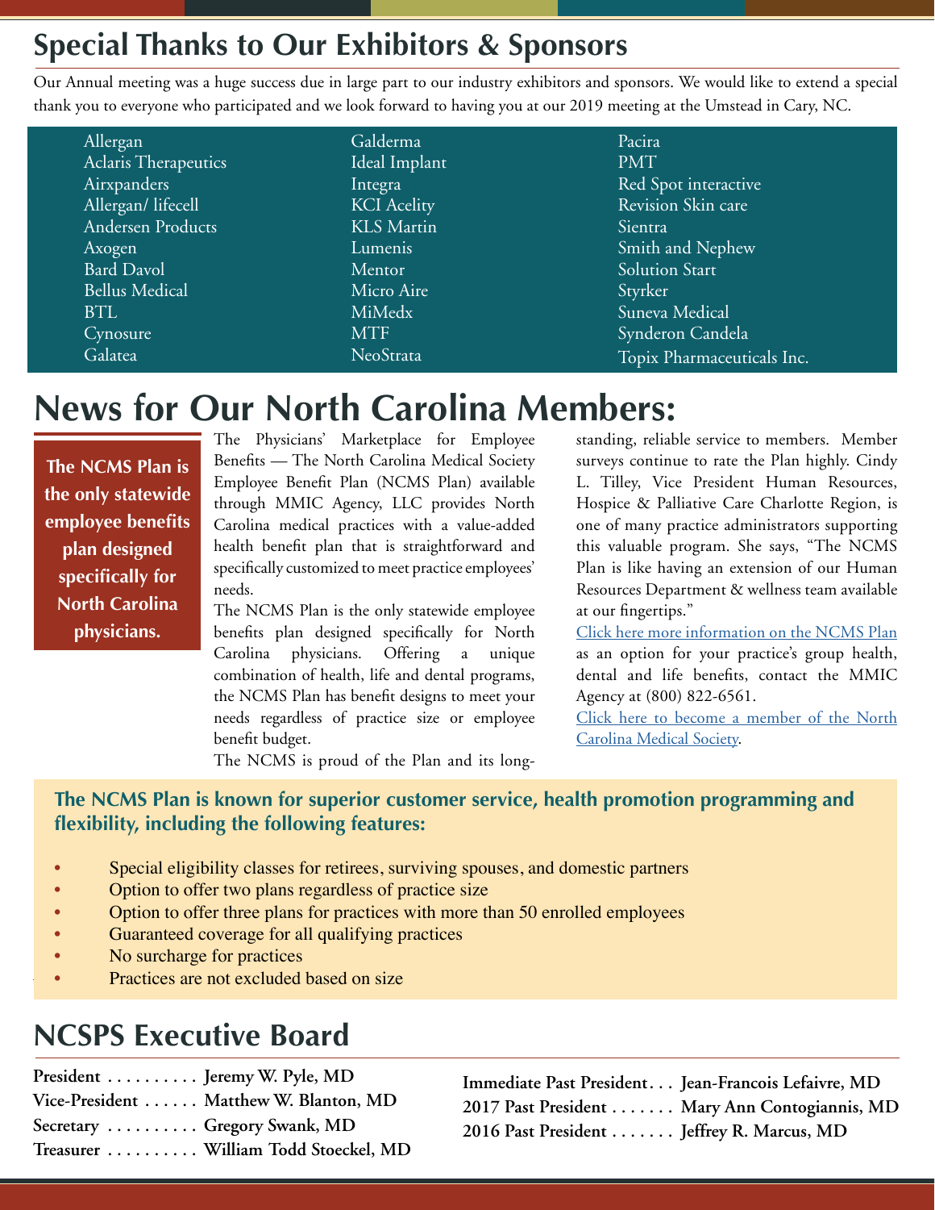## Special Thanks to Our Exhibitors & Sponsors

Our Annual meeting was a huge success due in large part to our industry exhibitors and sponsors. We would like to extend a special thank you to everyone who participated and we look forward to having you at our 2019 meeting at the Umstead in Cary, NC.

- Allergan
- Aclaris Therapeutics
- Airxpanders
- Allergan/ lifecell
- Andersen Products
- Axogen
- Bard Davol
- Bellus Medical
- BTL
- Cynosure
- Galatea
- Galderma
- Ideal Implant
- Integra
- KCI Acelity
- KLS Martin
- Lumenis
- Mentor
- Micro Aire
- MiMedx
- MTF
- NeoStrata
- Pacira
- PMT
- Red Spot interactive
- Revision Skin care
- Sientra
- Smith and Nephew
- Solution Start
- Styrker
- Suneva Medical
- Synderon Candela
- Topix Pharmaceuticals Inc.

# News for Our North Carolina Members:

**The NCMS Plan is the only statewide employee benefits plan designed specifically for North Carolina physicians.**

The Physicians' Marketplace for Employee Benefits — The North Carolina Medical Society Employee Benefit Plan (NCMS Plan) available through MMIC Agency, LLC provides North Carolina medical practices with a value-added health benefit plan that is straightforward and specifically customized to meet practice employees' needs.

The NCMS Plan is the only statewide employee benefits plan designed specifically for North Carolina physicians. Offering a unique combination of health, life and dental programs, the NCMS Plan has benefit designs to meet your needs regardless of practice size or employee benefit budget.

The NCMS is proud of the Plan and its long-standing, reliable service to members. Member surveys continue to rate the Plan highly. Cindy L. Tilley, Vice President Human Resources, Hospice & Palliative Care Charlotte Region, is one of many practice administrators supporting this valuable program. She says, "The NCMS Plan is like having an extension of our Human Resources Department & wellness team available at our fingertips."

Click here more information on the NCMS Plan as an option for your practice's group health, dental and life benefits, contact the MMIC Agency at (800) 822-6561.

Click here to become a member of the North Carolina Medical Society.

**The NCMS Plan is known for superior customer service, health promotion programming and flexibility, including the following features:**

- Special eligibility classes for retirees, surviving spouses, and domestic partners
- Option to offer two plans regardless of practice size
- Option to offer three plans for practices with more than 50 enrolled employees
- Guaranteed coverage for all qualifying practices
- No surcharge for practices
- Practices are not excluded based on size

## NCSPS Executive Board

**President** . . . . . . . . . . **Jeremy W. Pyle, MD**
**Vice-President** . . . . . . **Matthew W. Blanton, MD**
**Secretary** . . . . . . . . . . **Gregory Swank, MD**
**Treasurer** . . . . . . . . . . **William Todd Stoeckel, MD**

**Immediate Past President** . . . **Jean-Francois Lefaivre, MD**
**2017 Past President** . . . . . . . **Mary Ann Contogiannis, MD**
**2016 Past President** . . . . . . . **Jeffrey R. Marcus, MD**